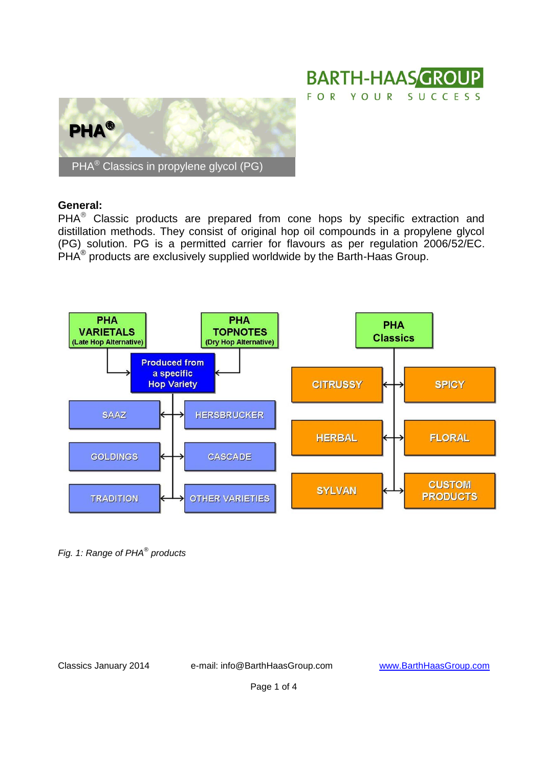BARTH-HAAS GROUP
FOR YOUR SUCCESS

# PHA®

PHA® Classics in propylene glycol (PG)

**General:**
PHA® Classic products are prepared from cone hops by specific extraction and distillation methods. They consist of original hop oil compounds in a propylene glycol (PG) solution. PG is a permitted carrier for flavours as per regulation 2006/52/EC. PHA® products are exclusively supplied worldwide by the Barth-Haas Group.

PHA VARIETALS (Late Hop Alternative)

PHA TOPNOTES (Dry Hop Alternative)

Produced from a specific Hop Variety

SAAZ | HERSBRUCKER | GOLDINGS | CASCADE | TRADITION | OTHER VARIETIES

PHA Classics

CITRUSSY | SPICY | HERBAL | FLORAL | SYLVAN | CUSTOM PRODUCTS

*Fig. 1: Range of PHA® products*

Classics January 2014 e-mail: info@BarthHaasGroup.com www.BarthHaasGroup.com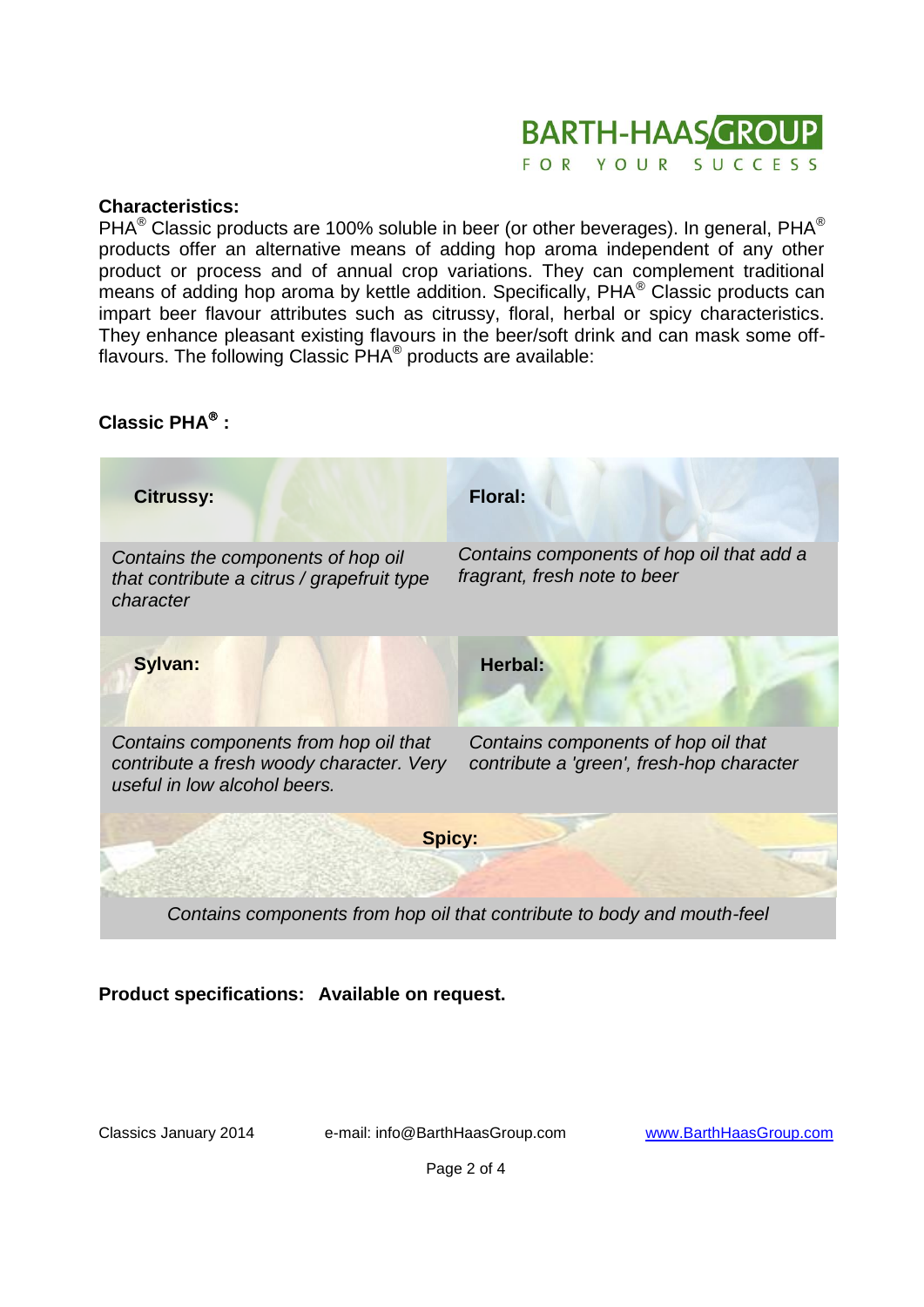**Characteristics:**

PHA® Classic products are 100% soluble in beer (or other beverages). In general, PHA® products offer an alternative means of adding hop aroma independent of any other product or process and of annual crop variations. They can complement traditional means of adding hop aroma by kettle addition. Specifically, PHA® Classic products can impart beer flavour attributes such as citrussy, floral, herbal or spicy characteristics. They enhance pleasant existing flavours in the beer/soft drink and can mask some off-flavours. The following Classic PHA® products are available:

**Classic PHA® :**

| **Citrussy:** | **Floral:** |
|---|---|
| *Contains the components of hop oil that contribute a citrus / grapefruit type character* | *Contains components of hop oil that add a fragrant, fresh note to beer* |
| **Sylvan:** | **Herbal:** |
| *Contains components from hop oil that contribute a fresh woody character. Very useful in low alcohol beers.* | *Contains components of hop oil that contribute a 'green', fresh-hop character* |
| **Spicy:** | |
| *Contains components from hop oil that contribute to body and mouth-feel* | |

**Product specifications: Available on request.**

Classics January 2014 e-mail: info@BarthHaasGroup.com www.BarthHaasGroup.com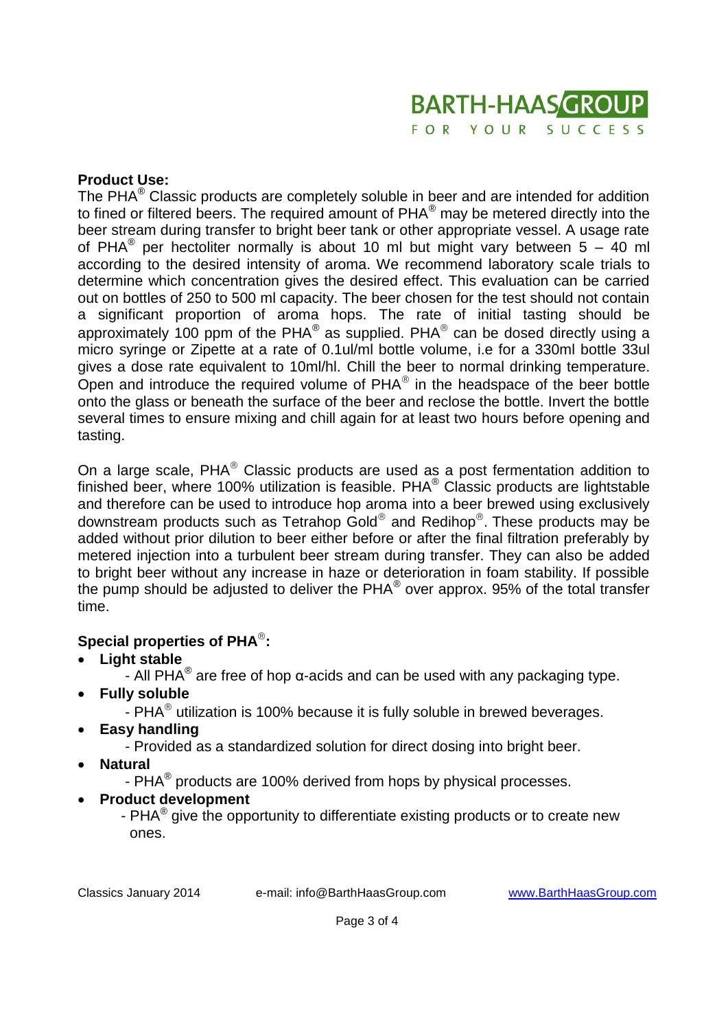**Product Use:**

The PHA® Classic products are completely soluble in beer and are intended for addition to fined or filtered beers. The required amount of PHA® may be metered directly into the beer stream during transfer to bright beer tank or other appropriate vessel. A usage rate of PHA® per hectoliter normally is about 10 ml but might vary between 5 – 40 ml according to the desired intensity of aroma. We recommend laboratory scale trials to determine which concentration gives the desired effect. This evaluation can be carried out on bottles of 250 to 500 ml capacity. The beer chosen for the test should not contain a significant proportion of aroma hops. The rate of initial tasting should be approximately 100 ppm of the PHA® as supplied. PHA® can be dosed directly using a micro syringe or Zipette at a rate of 0.1ul/ml bottle volume, i.e for a 330ml bottle 33ul gives a dose rate equivalent to 10ml/hl. Chill the beer to normal drinking temperature. Open and introduce the required volume of PHA® in the headspace of the beer bottle onto the glass or beneath the surface of the beer and reclose the bottle. Invert the bottle several times to ensure mixing and chill again for at least two hours before opening and tasting.

On a large scale, PHA® Classic products are used as a post fermentation addition to finished beer, where 100% utilization is feasible. PHA® Classic products are lightstable and therefore can be used to introduce hop aroma into a beer brewed using exclusively downstream products such as Tetrahop Gold® and Redihop®. These products may be added without prior dilution to beer either before or after the final filtration preferably by metered injection into a turbulent beer stream during transfer. They can also be added to bright beer without any increase in haze or deterioration in foam stability. If possible the pump should be adjusted to deliver the PHA® over approx. 95% of the total transfer time.

**Special properties of PHA®:**

- **Light stable**
  - All PHA® are free of hop α-acids and can be used with any packaging type.
- **Fully soluble**
  - PHA® utilization is 100% because it is fully soluble in brewed beverages.
- **Easy handling**
  - Provided as a standardized solution for direct dosing into bright beer.
- **Natural**
  - PHA® products are 100% derived from hops by physical processes.
- **Product development**
  - PHA® give the opportunity to differentiate existing products or to create new ones.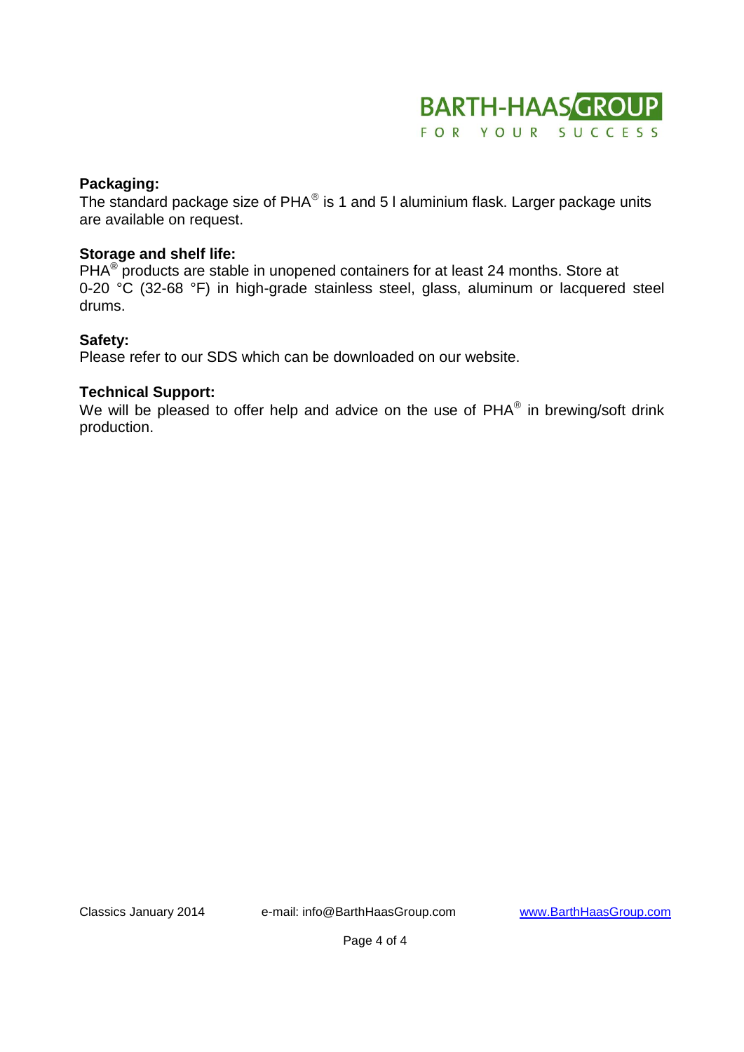**Packaging:**
The standard package size of PHA® is 1 and 5 l aluminium flask. Larger package units are available on request.

**Storage and shelf life:**
PHA® products are stable in unopened containers for at least 24 months. Store at 0-20 °C (32-68 °F) in high-grade stainless steel, glass, aluminum or lacquered steel drums.

**Safety:**
Please refer to our SDS which can be downloaded on our website.

**Technical Support:**
We will be pleased to offer help and advice on the use of PHA® in brewing/soft drink production.